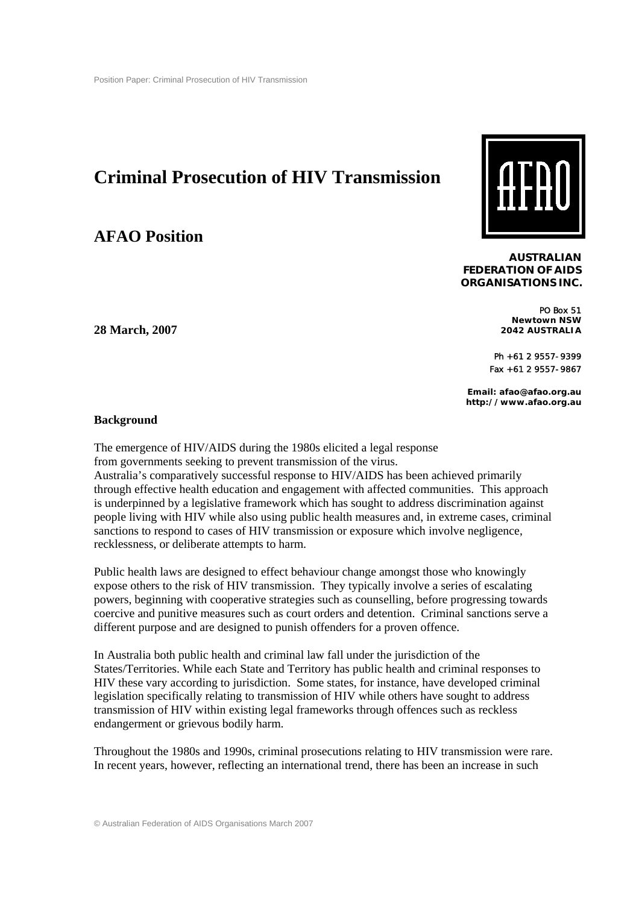# Criminal Prosecution of HIV Transmission

## AFAO Position

**AUSTRALIAN FEDERATION OF AIDS ORGANISATIONS INC.**

PO Box 51
**Newtown NSW**
**2042 AUSTRALIA**

Ph +61 2 9557-9399
Fax +61 2 9557-9867

**Email: afao@afao.org.au**
**http://www.afao.org.au**

**28 March, 2007**

### Background

The emergence of HIV/AIDS during the 1980s elicited a legal response from governments seeking to prevent transmission of the virus. Australia's comparatively successful response to HIV/AIDS has been achieved primarily through effective health education and engagement with affected communities. This approach is underpinned by a legislative framework which has sought to address discrimination against people living with HIV while also using public health measures and, in extreme cases, criminal sanctions to respond to cases of HIV transmission or exposure which involve negligence, recklessness, or deliberate attempts to harm.

Public health laws are designed to effect behaviour change amongst those who knowingly expose others to the risk of HIV transmission. They typically involve a series of escalating powers, beginning with cooperative strategies such as counselling, before progressing towards coercive and punitive measures such as court orders and detention. Criminal sanctions serve a different purpose and are designed to punish offenders for a proven offence.

In Australia both public health and criminal law fall under the jurisdiction of the States/Territories. While each State and Territory has public health and criminal responses to HIV these vary according to jurisdiction. Some states, for instance, have developed criminal legislation specifically relating to transmission of HIV while others have sought to address transmission of HIV within existing legal frameworks through offences such as reckless endangerment or grievous bodily harm.

Throughout the 1980s and 1990s, criminal prosecutions relating to HIV transmission were rare. In recent years, however, reflecting an international trend, there has been an increase in such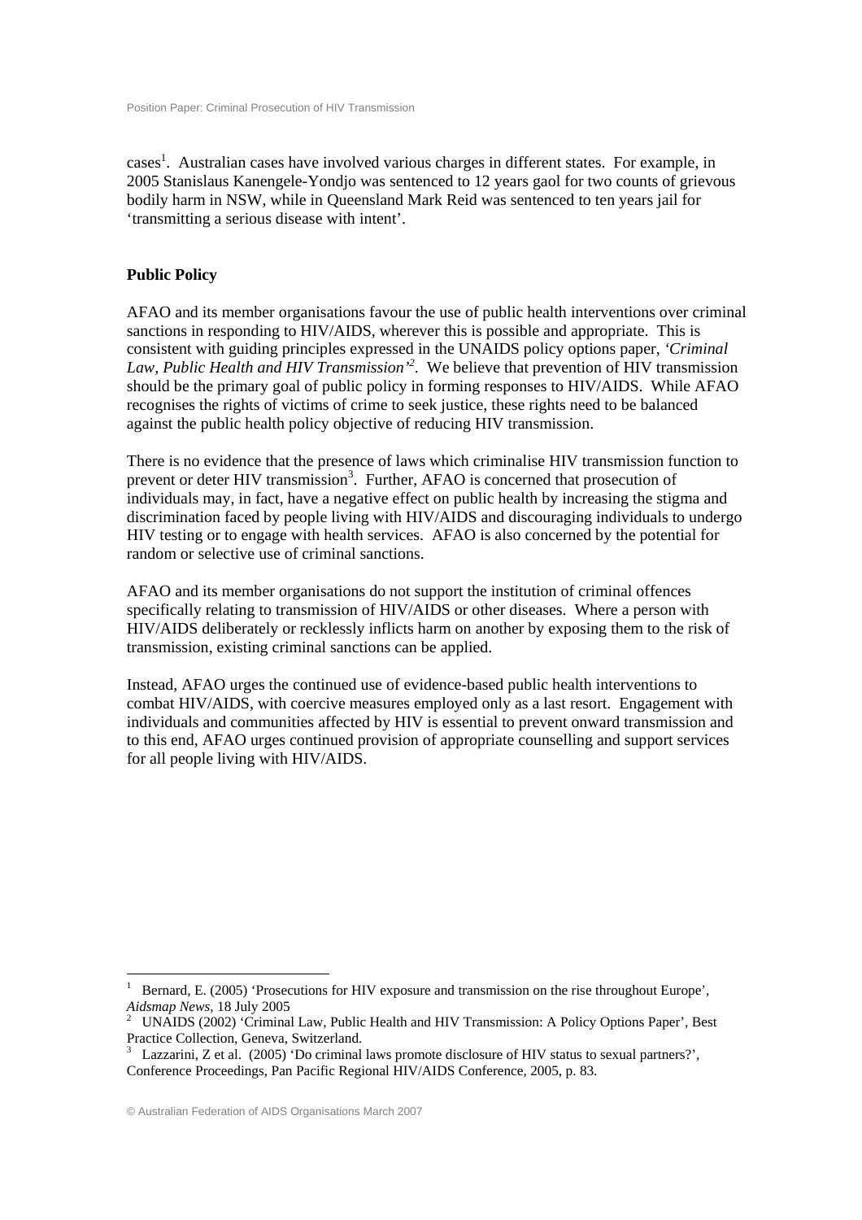cases[1]. Australian cases have involved various charges in different states. For example, in 2005 Stanislaus Kanengele-Yondjo was sentenced to 12 years gaol for two counts of grievous bodily harm in NSW, while in Queensland Mark Reid was sentenced to ten years jail for 'transmitting a serious disease with intent'.

**Public Policy**

AFAO and its member organisations favour the use of public health interventions over criminal sanctions in responding to HIV/AIDS, wherever this is possible and appropriate. This is consistent with guiding principles expressed in the UNAIDS policy options paper, *'Criminal Law, Public Health and HIV Transmission'*[2]. We believe that prevention of HIV transmission should be the primary goal of public policy in forming responses to HIV/AIDS. While AFAO recognises the rights of victims of crime to seek justice, these rights need to be balanced against the public health policy objective of reducing HIV transmission.

There is no evidence that the presence of laws which criminalise HIV transmission function to prevent or deter HIV transmission[3]. Further, AFAO is concerned that prosecution of individuals may, in fact, have a negative effect on public health by increasing the stigma and discrimination faced by people living with HIV/AIDS and discouraging individuals to undergo HIV testing or to engage with health services. AFAO is also concerned by the potential for random or selective use of criminal sanctions.

AFAO and its member organisations do not support the institution of criminal offences specifically relating to transmission of HIV/AIDS or other diseases. Where a person with HIV/AIDS deliberately or recklessly inflicts harm on another by exposing them to the risk of transmission, existing criminal sanctions can be applied.

Instead, AFAO urges the continued use of evidence-based public health interventions to combat HIV/AIDS, with coercive measures employed only as a last resort. Engagement with individuals and communities affected by HIV is essential to prevent onward transmission and to this end, AFAO urges continued provision of appropriate counselling and support services for all people living with HIV/AIDS.

---

[1] Bernard, E. (2005) 'Prosecutions for HIV exposure and transmission on the rise throughout Europe', *Aidsmap News*, 18 July 2005

[2] UNAIDS (2002) 'Criminal Law, Public Health and HIV Transmission: A Policy Options Paper', Best Practice Collection, Geneva, Switzerland.

[3] Lazzarini, Z et al. (2005) 'Do criminal laws promote disclosure of HIV status to sexual partners?', Conference Proceedings, Pan Pacific Regional HIV/AIDS Conference, 2005, p. 83.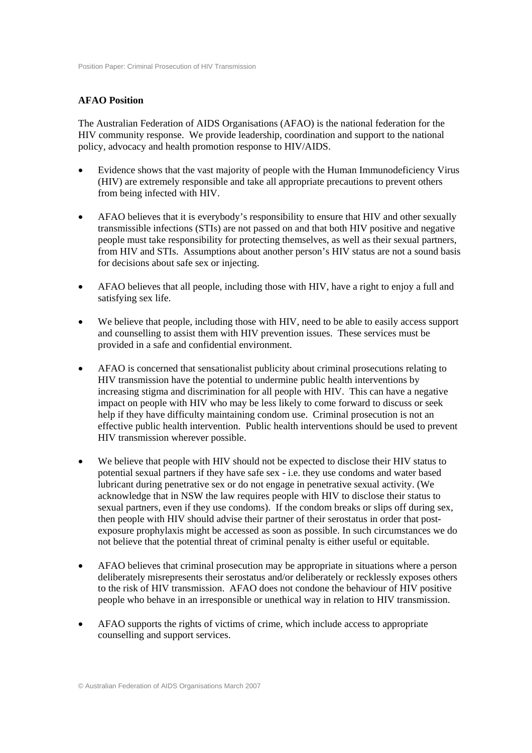## AFAO Position

The Australian Federation of AIDS Organisations (AFAO) is the national federation for the HIV community response. We provide leadership, coordination and support to the national policy, advocacy and health promotion response to HIV/AIDS.

- Evidence shows that the vast majority of people with the Human Immunodeficiency Virus (HIV) are extremely responsible and take all appropriate precautions to prevent others from being infected with HIV.
- AFAO believes that it is everybody's responsibility to ensure that HIV and other sexually transmissible infections (STIs) are not passed on and that both HIV positive and negative people must take responsibility for protecting themselves, as well as their sexual partners, from HIV and STIs. Assumptions about another person's HIV status are not a sound basis for decisions about safe sex or injecting.
- AFAO believes that all people, including those with HIV, have a right to enjoy a full and satisfying sex life.
- We believe that people, including those with HIV, need to be able to easily access support and counselling to assist them with HIV prevention issues. These services must be provided in a safe and confidential environment.
- AFAO is concerned that sensationalist publicity about criminal prosecutions relating to HIV transmission have the potential to undermine public health interventions by increasing stigma and discrimination for all people with HIV. This can have a negative impact on people with HIV who may be less likely to come forward to discuss or seek help if they have difficulty maintaining condom use. Criminal prosecution is not an effective public health intervention. Public health interventions should be used to prevent HIV transmission wherever possible.
- We believe that people with HIV should not be expected to disclose their HIV status to potential sexual partners if they have safe sex - i.e. they use condoms and water based lubricant during penetrative sex or do not engage in penetrative sexual activity. (We acknowledge that in NSW the law requires people with HIV to disclose their status to sexual partners, even if they use condoms). If the condom breaks or slips off during sex, then people with HIV should advise their partner of their serostatus in order that post-exposure prophylaxis might be accessed as soon as possible. In such circumstances we do not believe that the potential threat of criminal penalty is either useful or equitable.
- AFAO believes that criminal prosecution may be appropriate in situations where a person deliberately misrepresents their serostatus and/or deliberately or recklessly exposes others to the risk of HIV transmission. AFAO does not condone the behaviour of HIV positive people who behave in an irresponsible or unethical way in relation to HIV transmission.
- AFAO supports the rights of victims of crime, which include access to appropriate counselling and support services.